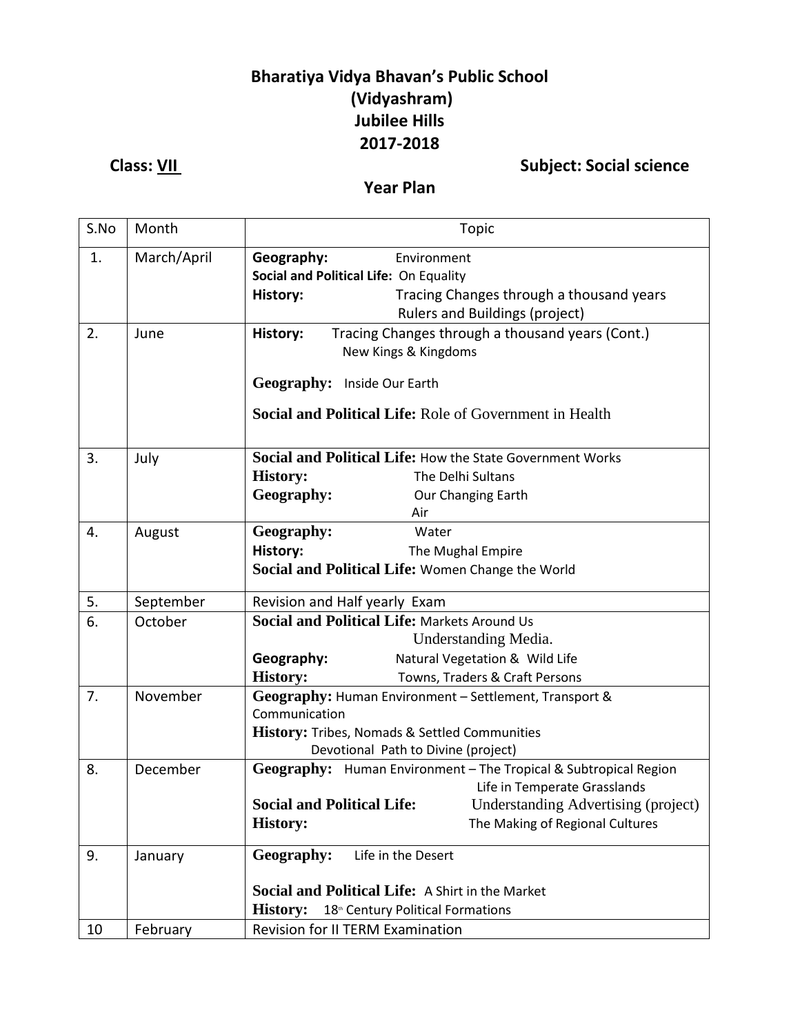# Bharatiya Vidya Bhavan's Public School
# (Vidyashram)
# Jubilee Hills
# 2017-2018

**Class: VII** **Subject: Social science**

## Year Plan

| S.No | Month | Topic |
|---|---|---|
| 1. | March/April | **Geography:** Environment<br>**Social and Political Life:** On Equality<br>**History:** Tracing Changes through a thousand years<br>Rulers and Buildings (project) |
| 2. | June | **History:** Tracing Changes through a thousand years (Cont.)<br>New Kings & Kingdoms<br>**Geography:** Inside Our Earth<br>**Social and Political Life:** Role of Government in Health |
| 3. | July | **Social and Political Life:** How the State Government Works<br>**History:** The Delhi Sultans<br>**Geography:** Our Changing Earth<br>Air |
| 4. | August | **Geography:** Water<br>**History:** The Mughal Empire<br>**Social and Political Life:** Women Change the World |
| 5. | September | Revision and Half yearly Exam |
| 6. | October | **Social and Political Life:** Markets Around Us<br>Understanding Media.<br>**Geography:** Natural Vegetation & Wild Life<br>**History:** Towns, Traders & Craft Persons |
| 7. | November | **Geography:** Human Environment – Settlement, Transport & Communication<br>**History:** Tribes, Nomads & Settled Communities<br>Devotional Path to Divine (project) |
| 8. | December | **Geography:** Human Environment – The Tropical & Subtropical Region<br>Life in Temperate Grasslands<br>**Social and Political Life:** Understanding Advertising (project)<br>**History:** The Making of Regional Cultures |
| 9. | January | **Geography:** Life in the Desert<br>**Social and Political Life:** A Shirt in the Market<br>**History:** 18th Century Political Formations |
| 10 | February | Revision for II TERM Examination |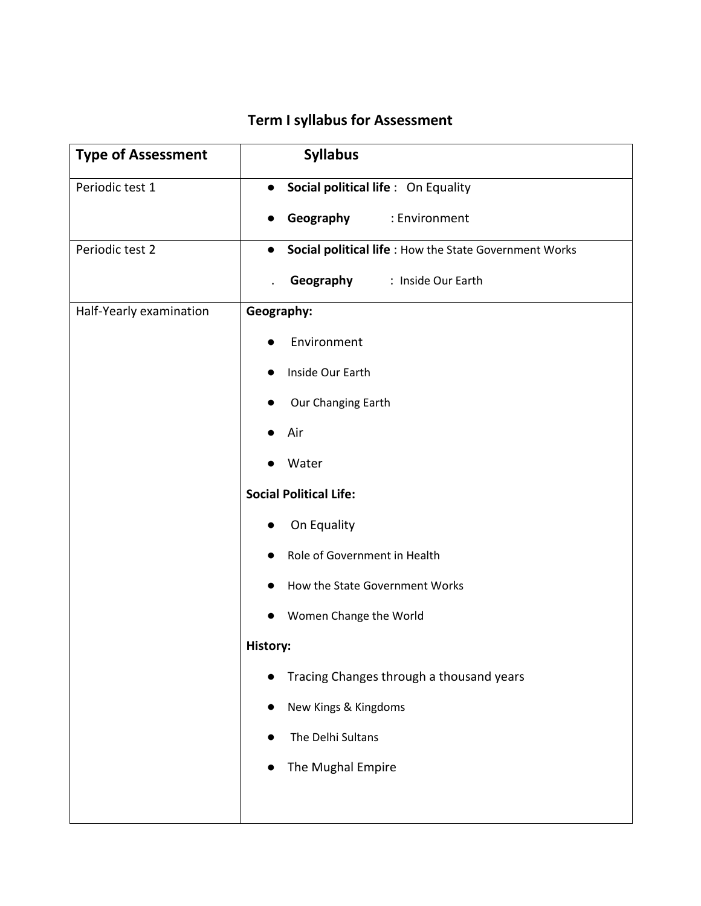# Term I syllabus for Assessment

| Type of Assessment | Syllabus |
|---|---|
| Periodic test 1 | • **Social political life** : On Equality<br>• **Geography** : Environment |
| Periodic test 2 | • **Social political life** : How the State Government Works<br>. **Geography** : Inside Our Earth |
| Half-Yearly examination | **Geography:**<br>• Environment<br>• Inside Our Earth<br>• Our Changing Earth<br>• Air<br>• Water<br>**Social Political Life:**<br>• On Equality<br>• Role of Government in Health<br>• How the State Government Works<br>• Women Change the World<br>**History:**<br>• Tracing Changes through a thousand years<br>• New Kings & Kingdoms<br>• The Delhi Sultans<br>• The Mughal Empire |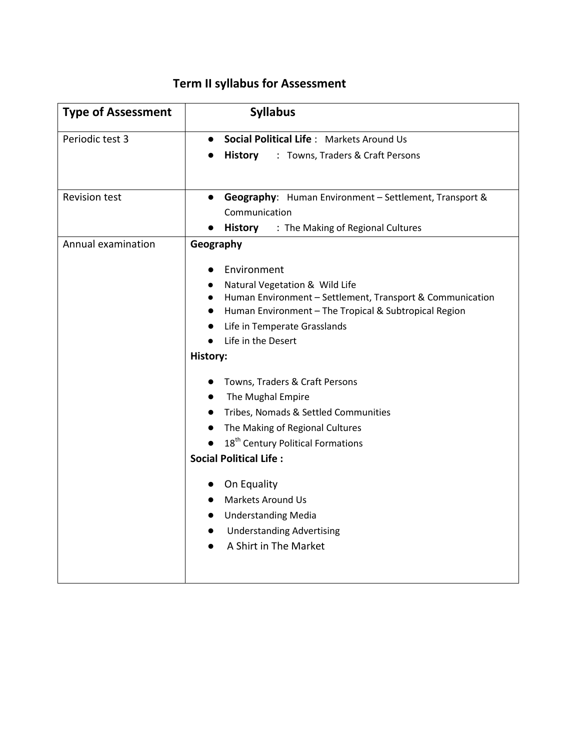## Term II syllabus for Assessment

| Type of Assessment | Syllabus |
|---|---|
| Periodic test 3 | ● **Social Political Life** : Markets Around Us<br>● **History** : Towns, Traders & Craft Persons |
| Revision test | ● **Geography**: Human Environment – Settlement, Transport & Communication<br>● **History** : The Making of Regional Cultures |
| Annual examination | **Geography**<br>● Environment<br>● Natural Vegetation & Wild Life<br>● Human Environment – Settlement, Transport & Communication<br>● Human Environment – The Tropical & Subtropical Region<br>● Life in Temperate Grasslands<br>● Life in the Desert<br>**History:**<br>● Towns, Traders & Craft Persons<br>● The Mughal Empire<br>● Tribes, Nomads & Settled Communities<br>● The Making of Regional Cultures<br>● 18th Century Political Formations<br>**Social Political Life :**<br>● On Equality<br>● Markets Around Us<br>● Understanding Media<br>● Understanding Advertising<br>● A Shirt in The Market |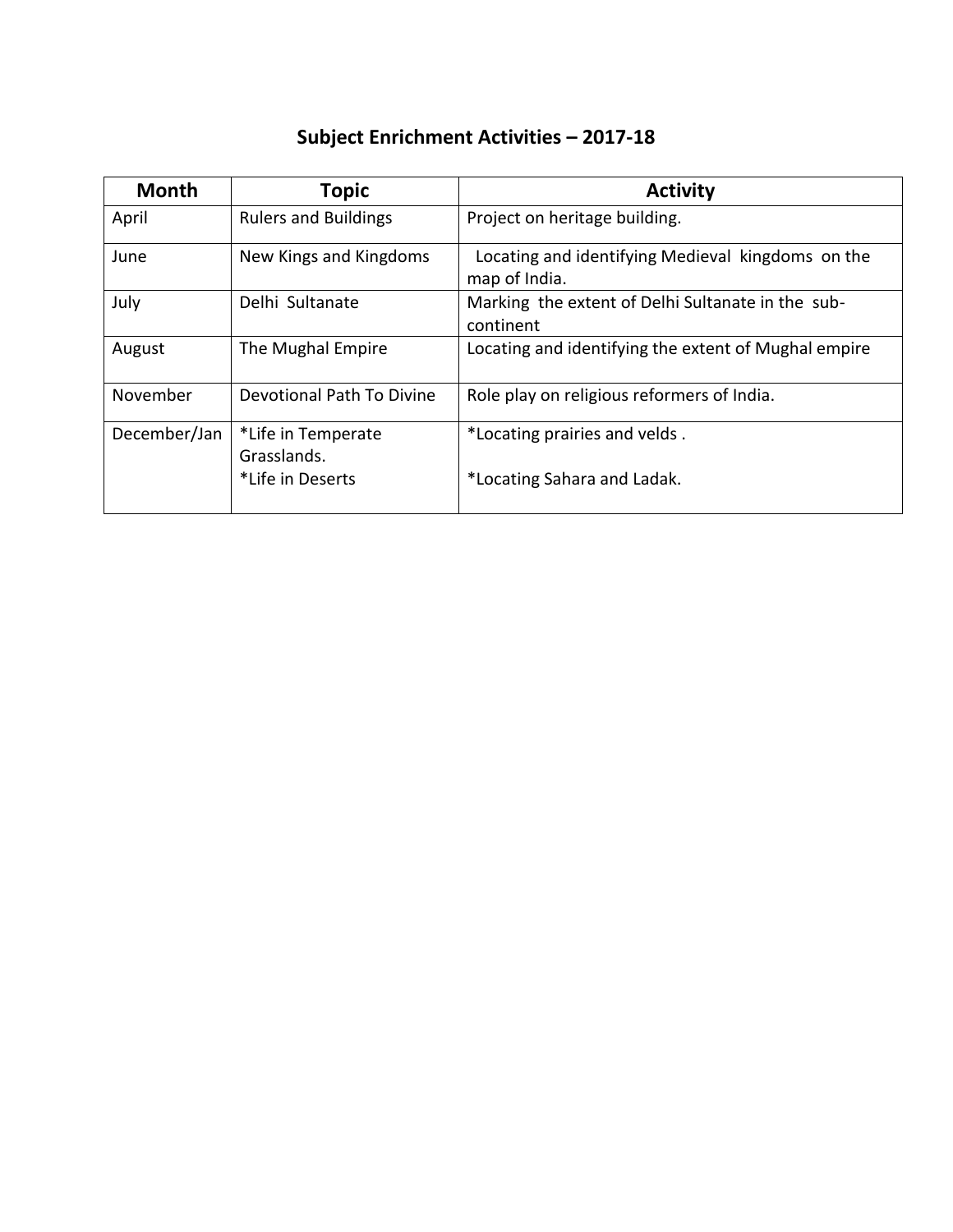## Subject Enrichment Activities – 2017-18

| Month | Topic | Activity |
|---|---|---|
| April | Rulers and Buildings | Project on heritage building. |
| June | New Kings and Kingdoms | Locating and identifying Medieval kingdoms on the map of India. |
| July | Delhi Sultanate | Marking the extent of Delhi Sultanate in the sub-continent |
| August | The Mughal Empire | Locating and identifying the extent of Mughal empire |
| November | Devotional Path To Divine | Role play on religious reformers of India. |
| December/Jan | *Life in Temperate Grasslands.<br>*Life in Deserts | *Locating prairies and velds .<br>*Locating Sahara and Ladak. |